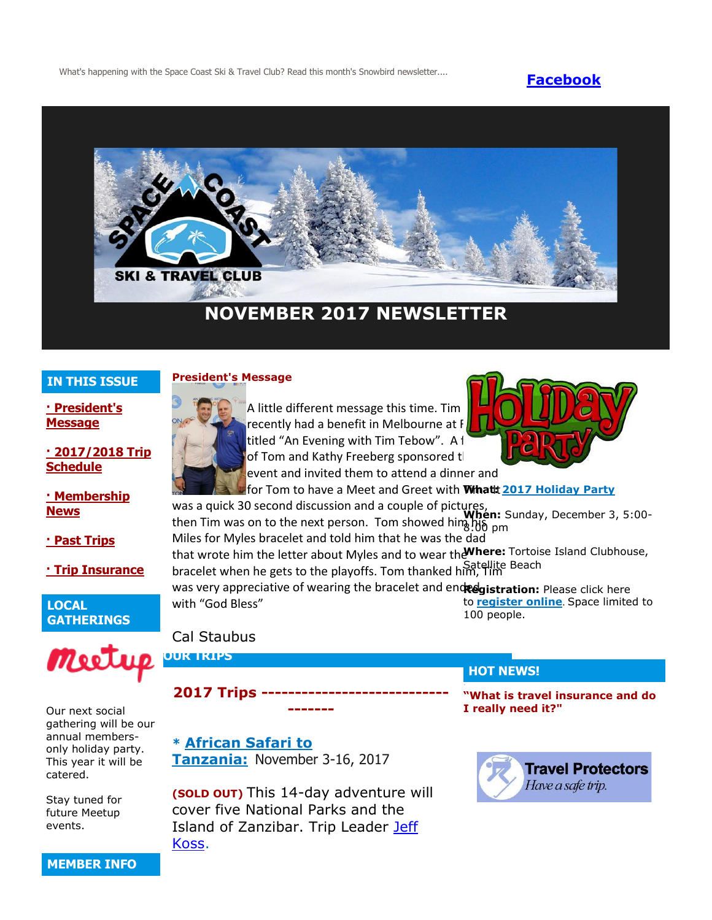What's happening with the Space Coast Ski & Travel Club? Read this month's Snowbird newsletter....

**Facebook**

SPACE COAST SKI & TRAVEL CLUB

# NOVEMBER 2017 NEWSLETTER

## IN THIS ISSUE

- **· President's Message**
- **· 2017/2018 Trip Schedule**
- **· Membership News**
- **· Past Trips**
- **· Trip Insurance**

## LOCAL GATHERINGS

Meetup

Our next social gathering will be our annual members-only holiday party. This year it will be catered.

Stay tuned for future Meetup events.

## MEMBER INFO

### President's Message

A little different message this time. Tim recently had a benefit in Melbourne at F... titled "An Evening with Tim Tebow". A f... of Tom and Kathy Freeberg sponsored t... event and invited them to attend a dinner and for Tom to have a Meet and Greet with Tim. It was a quick 30 second discussion and a couple of pictures, then Tim was on to the next person. Tom showed him his Miles for Myles bracelet and told him that he was the dad that wrote him the letter about Myles and to wear the bracelet when he gets to the playoffs. Tom thanked him, Tim was very appreciative of wearing the bracelet and ended with "God Bless"

Cal Staubus

Holiday Party

**What:** 2017 Holiday Party

**When:** Sunday, December 3, 5:00-8:00 pm

**Where:** Tortoise Island Clubhouse, Satellite Beach

**Registration:** Please click here to **register online**. Space limited to 100 people.

## OUR TRIPS

### 2017 Trips -----------------------------------

**\* African Safari to Tanzania:** November 3-16, 2017

**(SOLD OUT)** This 14-day adventure will cover five National Parks and the Island of Zanzibar. Trip Leader Jeff Koss.

## HOT NEWS!

**"What is travel insurance and do I really need it?"**

Travel Protectors — Have a safe trip.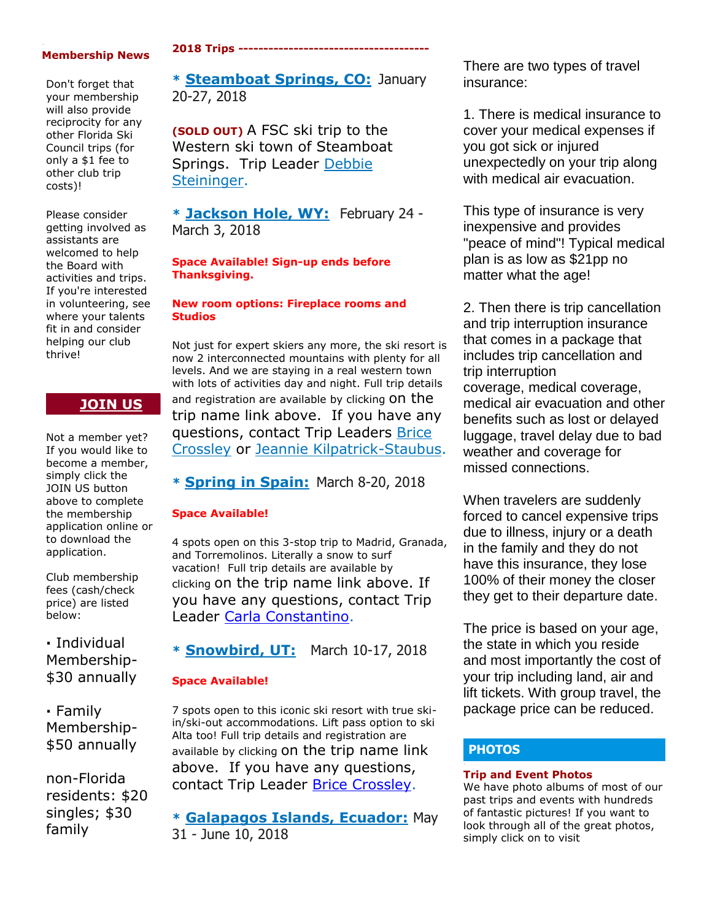## Membership News

Don't forget that your membership will also provide reciprocity for any other Florida Ski Council trips (for only a $1 fee to other club trip costs)!

Please consider getting involved as assistants are welcomed to help the Board with activities and trips. If you're interested in volunteering, see where your talents fit in and consider helping our club thrive!

**JOIN US**

Not a member yet? If you would like to become a member, simply click the JOIN US button above to complete the membership application online or to download the application.

Club membership fees (cash/check price) are listed below:

- Individual Membership- $30 annually
- Family Membership- $50 annually

non-Florida residents: $20 singles; $30 family

## 2018 Trips -------------------------------------

**\* Steamboat Springs, CO:** January 20-27, 2018

**(SOLD OUT)** A FSC ski trip to the Western ski town of Steamboat Springs. Trip Leader Debbie Steininger.

**\* Jackson Hole, WY:** February 24 - March 3, 2018

**Space Available! Sign-up ends before Thanksgiving.**

**New room options: Fireplace rooms and Studios**

Not just for expert skiers any more, the ski resort is now 2 interconnected mountains with plenty for all levels. And we are staying in a real western town with lots of activities day and night. Full trip details and registration are available by clicking on the trip name link above. If you have any questions, contact Trip Leaders Brice Crossley or Jeannie Kilpatrick-Staubus.

**\* Spring in Spain:** March 8-20, 2018

**Space Available!**

4 spots open on this 3-stop trip to Madrid, Granada, and Torremolinos. Literally a snow to surf vacation! Full trip details are available by clicking on the trip name link above. If you have any questions, contact Trip Leader Carla Constantino.

**\* Snowbird, UT:** March 10-17, 2018

**Space Available!**

7 spots open to this iconic ski resort with true ski-in/ski-out accommodations. Lift pass option to ski Alta too! Full trip details and registration are available by clicking on the trip name link above. If you have any questions, contact Trip Leader Brice Crossley.

**\* Galapagos Islands, Ecuador:** May 31 - June 10, 2018

There are two types of travel insurance:

1. There is medical insurance to cover your medical expenses if you got sick or injured unexpectedly on your trip along with medical air evacuation.

This type of insurance is very inexpensive and provides "peace of mind"! Typical medical plan is as low as $21pp no matter what the age!

2. Then there is trip cancellation and trip interruption insurance that comes in a package that includes trip cancellation and trip interruption coverage, medical coverage, medical air evacuation and other benefits such as lost or delayed luggage, travel delay due to bad weather and coverage for missed connections.

When travelers are suddenly forced to cancel expensive trips due to illness, injury or a death in the family and they do not have this insurance, they lose 100% of their money the closer they get to their departure date.

The price is based on your age, the state in which you reside and most importantly the cost of your trip including land, air and lift tickets. With group travel, the package price can be reduced.

## PHOTOS

**Trip and Event Photos**

We have photo albums of most of our past trips and events with hundreds of fantastic pictures! If you want to look through all of the great photos, simply click on to visit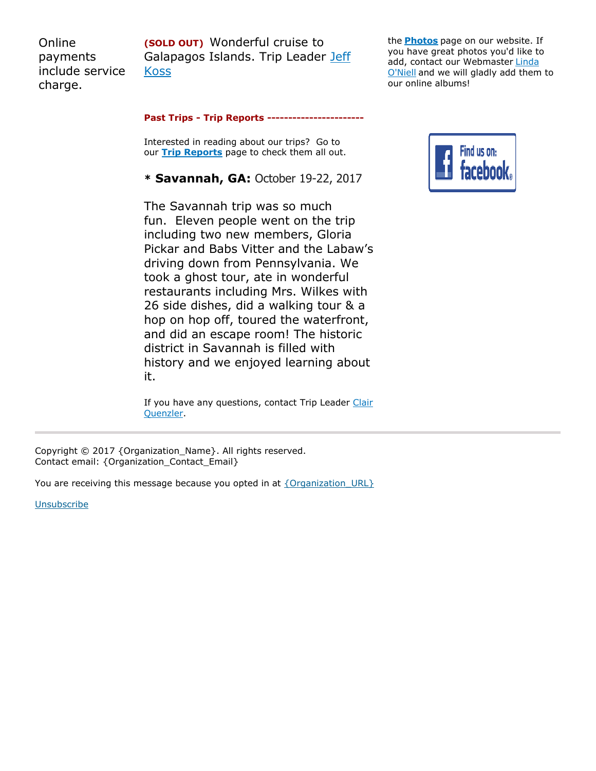Online payments include service charge.

**(SOLD OUT)** Wonderful cruise to Galapagos Islands. Trip Leader Jeff Koss

**Past Trips - Trip Reports ----------------------**

Interested in reading about our trips? Go to our **Trip Reports** page to check them all out.

**\* Savannah, GA:** October 19-22, 2017

The Savannah trip was so much fun. Eleven people went on the trip including two new members, Gloria Pickar and Babs Vitter and the Labaw's driving down from Pennsylvania. We took a ghost tour, ate in wonderful restaurants including Mrs. Wilkes with 26 side dishes, did a walking tour & a hop on hop off, toured the waterfront, and did an escape room! The historic district in Savannah is filled with history and we enjoyed learning about it.

If you have any questions, contact Trip Leader Clair Quenzler.

the **Photos** page on our website. If you have great photos you'd like to add, contact our Webmaster Linda O'Niell and we will gladly add them to our online albums!

Find us on: facebook

---

Copyright © 2017 {Organization_Name}. All rights reserved.
Contact email: {Organization_Contact_Email}

You are receiving this message because you opted in at {Organization_URL}

Unsubscribe